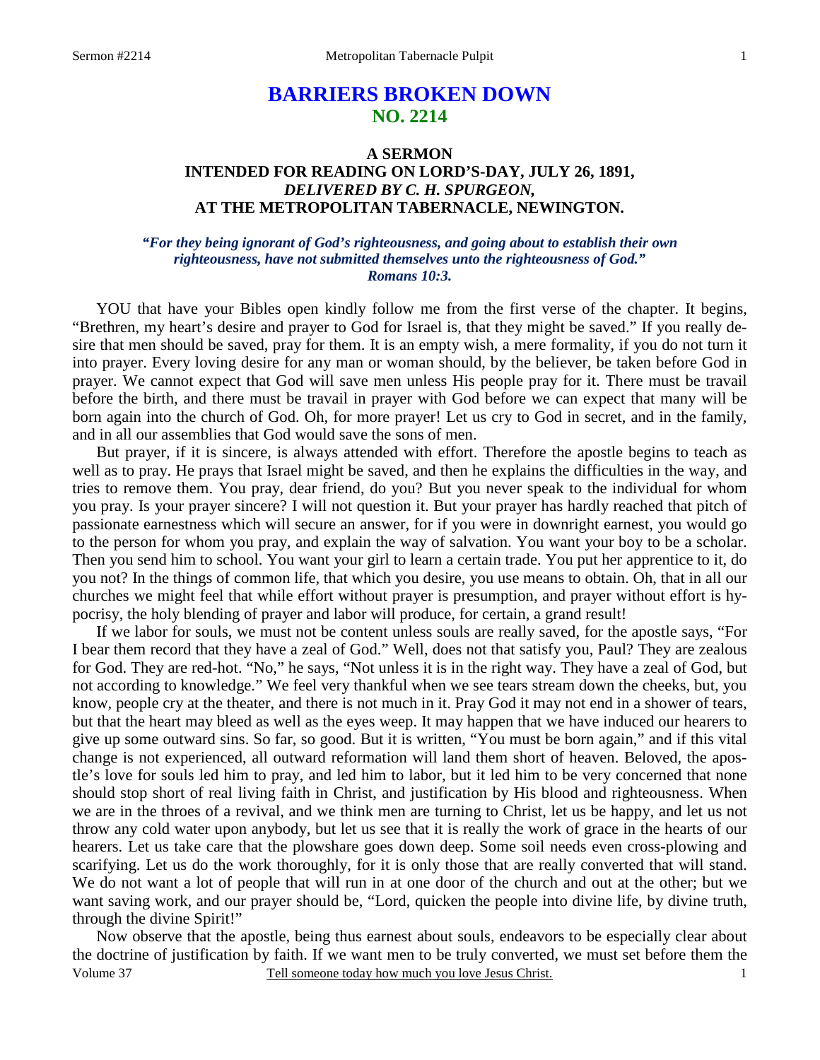# BARRIERS BROKEN DOWN
## NO. 2214

### A SERMON
### INTENDED FOR READING ON LORD'S-DAY, JULY 26, 1891,
### *DELIVERED BY C. H. SPURGEON,*
### AT THE METROPOLITAN TABERNACLE, NEWINGTON.

***"For they being ignorant of God's righteousness, and going about to establish their own righteousness, have not submitted themselves unto the righteousness of God." Romans 10:3.***

YOU that have your Bibles open kindly follow me from the first verse of the chapter. It begins, "Brethren, my heart's desire and prayer to God for Israel is, that they might be saved." If you really desire that men should be saved, pray for them. It is an empty wish, a mere formality, if you do not turn it into prayer. Every loving desire for any man or woman should, by the believer, be taken before God in prayer. We cannot expect that God will save men unless His people pray for it. There must be travail before the birth, and there must be travail in prayer with God before we can expect that many will be born again into the church of God. Oh, for more prayer! Let us cry to God in secret, and in the family, and in all our assemblies that God would save the sons of men.

But prayer, if it is sincere, is always attended with effort. Therefore the apostle begins to teach as well as to pray. He prays that Israel might be saved, and then he explains the difficulties in the way, and tries to remove them. You pray, dear friend, do you? But you never speak to the individual for whom you pray. Is your prayer sincere? I will not question it. But your prayer has hardly reached that pitch of passionate earnestness which will secure an answer, for if you were in downright earnest, you would go to the person for whom you pray, and explain the way of salvation. You want your boy to be a scholar. Then you send him to school. You want your girl to learn a certain trade. You put her apprentice to it, do you not? In the things of common life, that which you desire, you use means to obtain. Oh, that in all our churches we might feel that while effort without prayer is presumption, and prayer without effort is hypocrisy, the holy blending of prayer and labor will produce, for certain, a grand result!

If we labor for souls, we must not be content unless souls are really saved, for the apostle says, "For I bear them record that they have a zeal of God." Well, does not that satisfy you, Paul? They are zealous for God. They are red-hot. "No," he says, "Not unless it is in the right way. They have a zeal of God, but not according to knowledge." We feel very thankful when we see tears stream down the cheeks, but, you know, people cry at the theater, and there is not much in it. Pray God it may not end in a shower of tears, but that the heart may bleed as well as the eyes weep. It may happen that we have induced our hearers to give up some outward sins. So far, so good. But it is written, "You must be born again," and if this vital change is not experienced, all outward reformation will land them short of heaven. Beloved, the apostle's love for souls led him to pray, and led him to labor, but it led him to be very concerned that none should stop short of real living faith in Christ, and justification by His blood and righteousness. When we are in the throes of a revival, and we think men are turning to Christ, let us be happy, and let us not throw any cold water upon anybody, but let us see that it is really the work of grace in the hearts of our hearers. Let us take care that the plowshare goes down deep. Some soil needs even cross-plowing and scarifying. Let us do the work thoroughly, for it is only those that are really converted that will stand. We do not want a lot of people that will run in at one door of the church and out at the other; but we want saving work, and our prayer should be, "Lord, quicken the people into divine life, by divine truth, through the divine Spirit!"

Now observe that the apostle, being thus earnest about souls, endeavors to be especially clear about the doctrine of justification by faith. If we want men to be truly converted, we must set before them the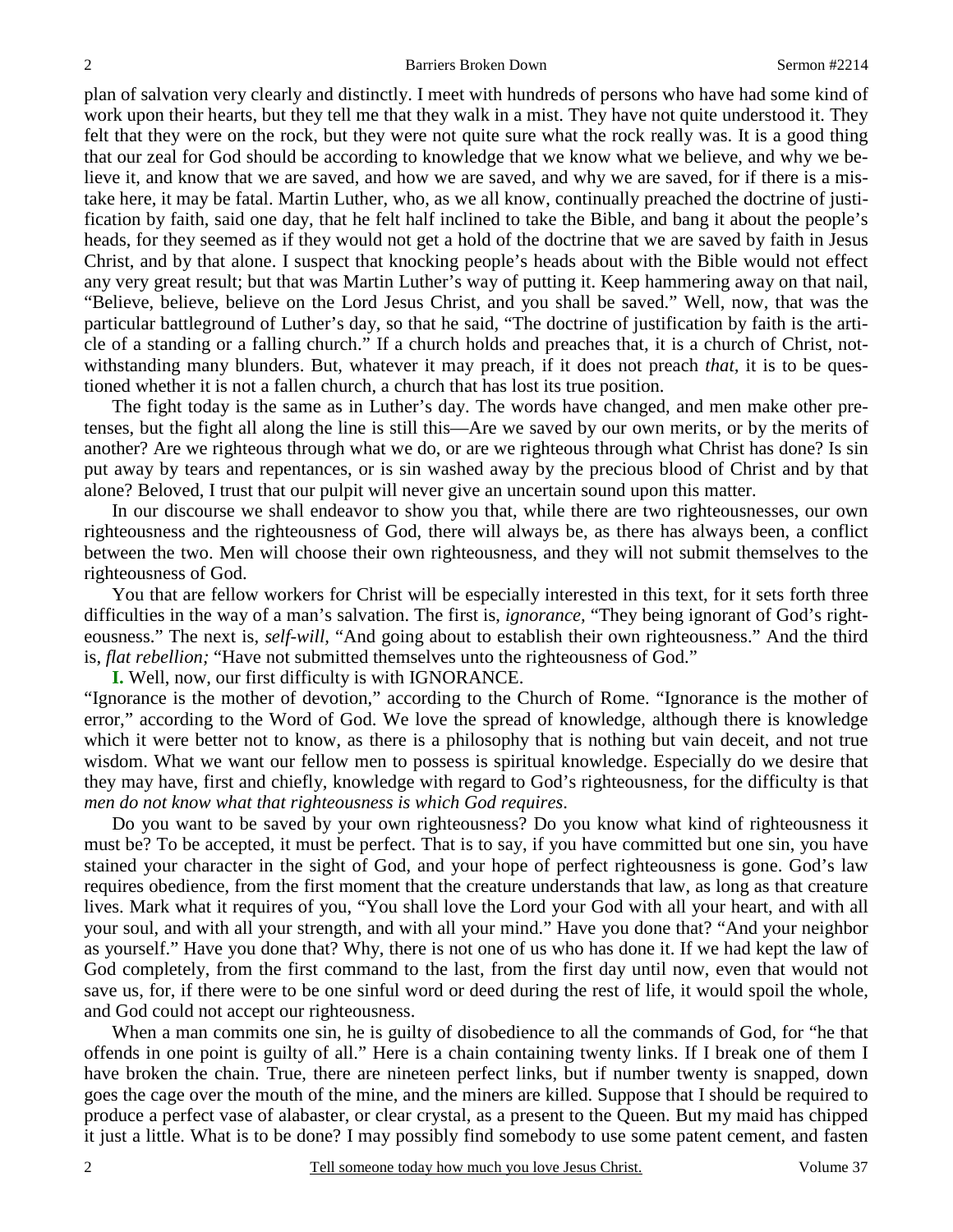plan of salvation very clearly and distinctly. I meet with hundreds of persons who have had some kind of work upon their hearts, but they tell me that they walk in a mist. They have not quite understood it. They felt that they were on the rock, but they were not quite sure what the rock really was. It is a good thing that our zeal for God should be according to knowledge that we know what we believe, and why we believe it, and know that we are saved, and how we are saved, and why we are saved, for if there is a mistake here, it may be fatal. Martin Luther, who, as we all know, continually preached the doctrine of justification by faith, said one day, that he felt half inclined to take the Bible, and bang it about the people's heads, for they seemed as if they would not get a hold of the doctrine that we are saved by faith in Jesus Christ, and by that alone. I suspect that knocking people's heads about with the Bible would not effect any very great result; but that was Martin Luther's way of putting it. Keep hammering away on that nail, "Believe, believe, believe on the Lord Jesus Christ, and you shall be saved." Well, now, that was the particular battleground of Luther's day, so that he said, "The doctrine of justification by faith is the article of a standing or a falling church." If a church holds and preaches that, it is a church of Christ, notwithstanding many blunders. But, whatever it may preach, if it does not preach *that,* it is to be questioned whether it is not a fallen church, a church that has lost its true position.

The fight today is the same as in Luther's day. The words have changed, and men make other pretenses, but the fight all along the line is still this—Are we saved by our own merits, or by the merits of another? Are we righteous through what we do, or are we righteous through what Christ has done? Is sin put away by tears and repentances, or is sin washed away by the precious blood of Christ and by that alone? Beloved, I trust that our pulpit will never give an uncertain sound upon this matter.

In our discourse we shall endeavor to show you that, while there are two righteousnesses, our own righteousness and the righteousness of God, there will always be, as there has always been, a conflict between the two. Men will choose their own righteousness, and they will not submit themselves to the righteousness of God.

You that are fellow workers for Christ will be especially interested in this text, for it sets forth three difficulties in the way of a man's salvation. The first is, *ignorance,* "They being ignorant of God's righteousness." The next is, *self-will,* "And going about to establish their own righteousness." And the third is, *flat rebellion;* "Have not submitted themselves unto the righteousness of God."

**I.** Well, now, our first difficulty is with IGNORANCE.

"Ignorance is the mother of devotion," according to the Church of Rome. "Ignorance is the mother of error," according to the Word of God. We love the spread of knowledge, although there is knowledge which it were better not to know, as there is a philosophy that is nothing but vain deceit, and not true wisdom. What we want our fellow men to possess is spiritual knowledge. Especially do we desire that they may have, first and chiefly, knowledge with regard to God's righteousness, for the difficulty is that *men do not know what that righteousness is which God requires*.

Do you want to be saved by your own righteousness? Do you know what kind of righteousness it must be? To be accepted, it must be perfect. That is to say, if you have committed but one sin, you have stained your character in the sight of God, and your hope of perfect righteousness is gone. God's law requires obedience, from the first moment that the creature understands that law, as long as that creature lives. Mark what it requires of you, "You shall love the Lord your God with all your heart, and with all your soul, and with all your strength, and with all your mind." Have you done that? "And your neighbor as yourself." Have you done that? Why, there is not one of us who has done it. If we had kept the law of God completely, from the first command to the last, from the first day until now, even that would not save us, for, if there were to be one sinful word or deed during the rest of life, it would spoil the whole, and God could not accept our righteousness.

When a man commits one sin, he is guilty of disobedience to all the commands of God, for "he that offends in one point is guilty of all." Here is a chain containing twenty links. If I break one of them I have broken the chain. True, there are nineteen perfect links, but if number twenty is snapped, down goes the cage over the mouth of the mine, and the miners are killed. Suppose that I should be required to produce a perfect vase of alabaster, or clear crystal, as a present to the Queen. But my maid has chipped it just a little. What is to be done? I may possibly find somebody to use some patent cement, and fasten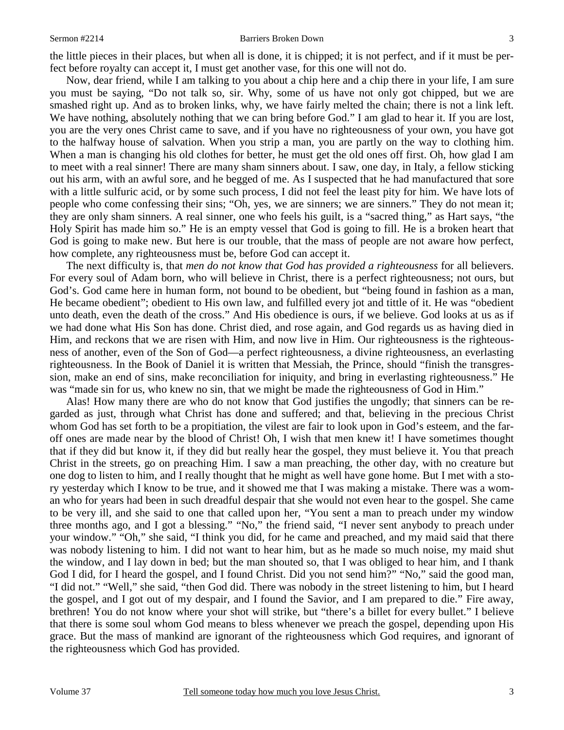the little pieces in their places, but when all is done, it is chipped; it is not perfect, and if it must be perfect before royalty can accept it, I must get another vase, for this one will not do.

Now, dear friend, while I am talking to you about a chip here and a chip there in your life, I am sure you must be saying, "Do not talk so, sir. Why, some of us have not only got chipped, but we are smashed right up. And as to broken links, why, we have fairly melted the chain; there is not a link left. We have nothing, absolutely nothing that we can bring before God." I am glad to hear it. If you are lost, you are the very ones Christ came to save, and if you have no righteousness of your own, you have got to the halfway house of salvation. When you strip a man, you are partly on the way to clothing him. When a man is changing his old clothes for better, he must get the old ones off first. Oh, how glad I am to meet with a real sinner! There are many sham sinners about. I saw, one day, in Italy, a fellow sticking out his arm, with an awful sore, and he begged of me. As I suspected that he had manufactured that sore with a little sulfuric acid, or by some such process, I did not feel the least pity for him. We have lots of people who come confessing their sins; "Oh, yes, we are sinners; we are sinners." They do not mean it; they are only sham sinners. A real sinner, one who feels his guilt, is a "sacred thing," as Hart says, "the Holy Spirit has made him so." He is an empty vessel that God is going to fill. He is a broken heart that God is going to make new. But here is our trouble, that the mass of people are not aware how perfect, how complete, any righteousness must be, before God can accept it.

The next difficulty is, that *men do not know that God has provided a righteousness* for all believers. For every soul of Adam born, who will believe in Christ, there is a perfect righteousness; not ours, but God's. God came here in human form, not bound to be obedient, but "being found in fashion as a man, He became obedient"; obedient to His own law, and fulfilled every jot and tittle of it. He was "obedient unto death, even the death of the cross." And His obedience is ours, if we believe. God looks at us as if we had done what His Son has done. Christ died, and rose again, and God regards us as having died in Him, and reckons that we are risen with Him, and now live in Him. Our righteousness is the righteousness of another, even of the Son of God—a perfect righteousness, a divine righteousness, an everlasting righteousness. In the Book of Daniel it is written that Messiah, the Prince, should "finish the transgression, make an end of sins, make reconciliation for iniquity, and bring in everlasting righteousness." He was "made sin for us, who knew no sin, that we might be made the righteousness of God in Him."

Alas! How many there are who do not know that God justifies the ungodly; that sinners can be regarded as just, through what Christ has done and suffered; and that, believing in the precious Christ whom God has set forth to be a propitiation, the vilest are fair to look upon in God's esteem, and the far-off ones are made near by the blood of Christ! Oh, I wish that men knew it! I have sometimes thought that if they did but know it, if they did but really hear the gospel, they must believe it. You that preach Christ in the streets, go on preaching Him. I saw a man preaching, the other day, with no creature but one dog to listen to him, and I really thought that he might as well have gone home. But I met with a story yesterday which I know to be true, and it showed me that I was making a mistake. There was a woman who for years had been in such dreadful despair that she would not even hear to the gospel. She came to be very ill, and she said to one that called upon her, "You sent a man to preach under my window three months ago, and I got a blessing." "No," the friend said, "I never sent anybody to preach under your window." "Oh," she said, "I think you did, for he came and preached, and my maid said that there was nobody listening to him. I did not want to hear him, but as he made so much noise, my maid shut the window, and I lay down in bed; but the man shouted so, that I was obliged to hear him, and I thank God I did, for I heard the gospel, and I found Christ. Did you not send him?" "No," said the good man, "I did not." "Well," she said, "then God did. There was nobody in the street listening to him, but I heard the gospel, and I got out of my despair, and I found the Savior, and I am prepared to die." Fire away, brethren! You do not know where your shot will strike, but "there's a billet for every bullet." I believe that there is some soul whom God means to bless whenever we preach the gospel, depending upon His grace. But the mass of mankind are ignorant of the righteousness which God requires, and ignorant of the righteousness which God has provided.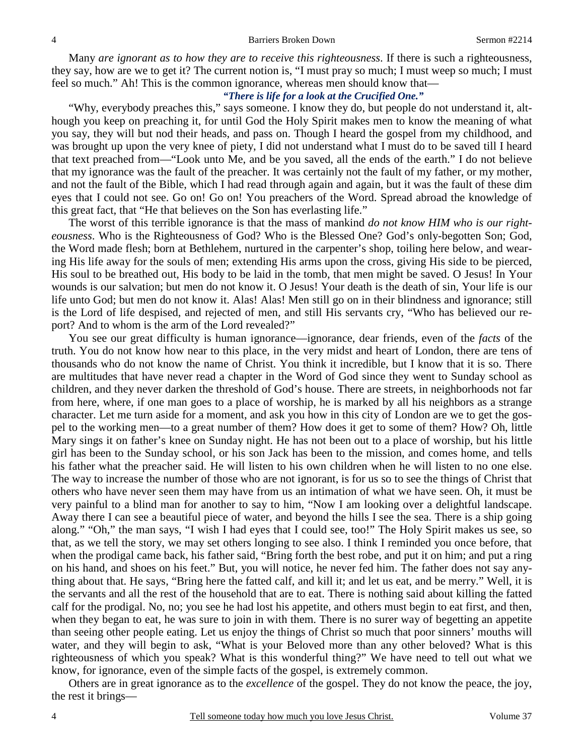Many *are ignorant as to how they are to receive this righteousness*. If there is such a righteousness, they say, how are we to get it? The current notion is, "I must pray so much; I must weep so much; I must feel so much." Ah! This is the common ignorance, whereas men should know that—

***"There is life for a look at the Crucified One."***

"Why, everybody preaches this," says someone. I know they do, but people do not understand it, although you keep on preaching it, for until God the Holy Spirit makes men to know the meaning of what you say, they will but nod their heads, and pass on. Though I heard the gospel from my childhood, and was brought up upon the very knee of piety, I did not understand what I must do to be saved till I heard that text preached from—"Look unto Me, and be you saved, all the ends of the earth." I do not believe that my ignorance was the fault of the preacher. It was certainly not the fault of my father, or my mother, and not the fault of the Bible, which I had read through again and again, but it was the fault of these dim eyes that I could not see. Go on! Go on! You preachers of the Word. Spread abroad the knowledge of this great fact, that "He that believes on the Son has everlasting life."

The worst of this terrible ignorance is that the mass of mankind *do not know HIM who is our righteousness*. Who is the Righteousness of God? Who is the Blessed One? God's only-begotten Son; God, the Word made flesh; born at Bethlehem, nurtured in the carpenter's shop, toiling here below, and wearing His life away for the souls of men; extending His arms upon the cross, giving His side to be pierced, His soul to be breathed out, His body to be laid in the tomb, that men might be saved. O Jesus! In Your wounds is our salvation; but men do not know it. O Jesus! Your death is the death of sin, Your life is our life unto God; but men do not know it. Alas! Alas! Men still go on in their blindness and ignorance; still is the Lord of life despised, and rejected of men, and still His servants cry, "Who has believed our report? And to whom is the arm of the Lord revealed?"

You see our great difficulty is human ignorance—ignorance, dear friends, even of the *facts* of the truth. You do not know how near to this place, in the very midst and heart of London, there are tens of thousands who do not know the name of Christ. You think it incredible, but I know that it is so. There are multitudes that have never read a chapter in the Word of God since they went to Sunday school as children, and they never darken the threshold of God's house. There are streets, in neighborhoods not far from here, where, if one man goes to a place of worship, he is marked by all his neighbors as a strange character. Let me turn aside for a moment, and ask you how in this city of London are we to get the gospel to the working men—to a great number of them? How does it get to some of them? How? Oh, little Mary sings it on father's knee on Sunday night. He has not been out to a place of worship, but his little girl has been to the Sunday school, or his son Jack has been to the mission, and comes home, and tells his father what the preacher said. He will listen to his own children when he will listen to no one else. The way to increase the number of those who are not ignorant, is for us so to see the things of Christ that others who have never seen them may have from us an intimation of what we have seen. Oh, it must be very painful to a blind man for another to say to him, "Now I am looking over a delightful landscape. Away there I can see a beautiful piece of water, and beyond the hills I see the sea. There is a ship going along." "Oh," the man says, "I wish I had eyes that I could see, too!" The Holy Spirit makes us see, so that, as we tell the story, we may set others longing to see also. I think I reminded you once before, that when the prodigal came back, his father said, "Bring forth the best robe, and put it on him; and put a ring on his hand, and shoes on his feet." But, you will notice, he never fed him. The father does not say anything about that. He says, "Bring here the fatted calf, and kill it; and let us eat, and be merry." Well, it is the servants and all the rest of the household that are to eat. There is nothing said about killing the fatted calf for the prodigal. No, no; you see he had lost his appetite, and others must begin to eat first, and then, when they began to eat, he was sure to join in with them. There is no surer way of begetting an appetite than seeing other people eating. Let us enjoy the things of Christ so much that poor sinners' mouths will water, and they will begin to ask, "What is your Beloved more than any other beloved? What is this righteousness of which you speak? What is this wonderful thing?" We have need to tell out what we know, for ignorance, even of the simple facts of the gospel, is extremely common.

Others are in great ignorance as to the *excellence* of the gospel. They do not know the peace, the joy, the rest it brings—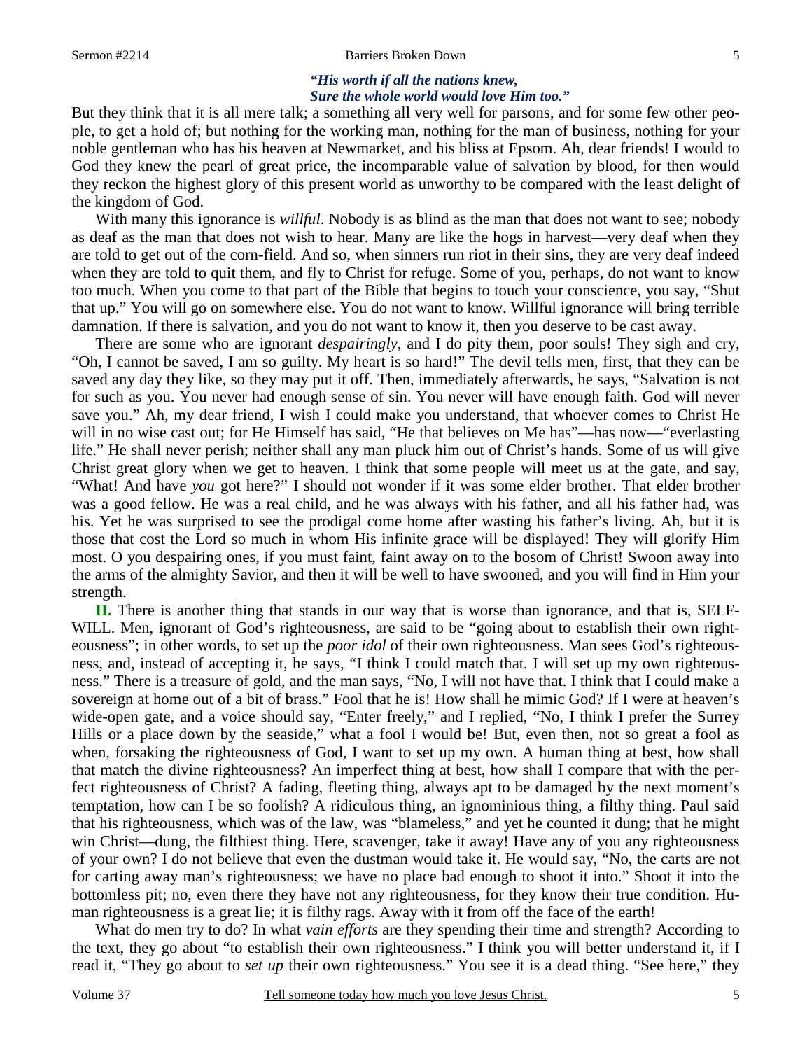*"His worth if all the nations knew,*
*Sure the whole world would love Him too."*

But they think that it is all mere talk; a something all very well for parsons, and for some few other people, to get a hold of; but nothing for the working man, nothing for the man of business, nothing for your noble gentleman who has his heaven at Newmarket, and his bliss at Epsom. Ah, dear friends! I would to God they knew the pearl of great price, the incomparable value of salvation by blood, for then would they reckon the highest glory of this present world as unworthy to be compared with the least delight of the kingdom of God.

With many this ignorance is *willful*. Nobody is as blind as the man that does not want to see; nobody as deaf as the man that does not wish to hear. Many are like the hogs in harvest—very deaf when they are told to get out of the corn-field. And so, when sinners run riot in their sins, they are very deaf indeed when they are told to quit them, and fly to Christ for refuge. Some of you, perhaps, do not want to know too much. When you come to that part of the Bible that begins to touch your conscience, you say, "Shut that up." You will go on somewhere else. You do not want to know. Willful ignorance will bring terrible damnation. If there is salvation, and you do not want to know it, then you deserve to be cast away.

There are some who are ignorant *despairingly*, and I do pity them, poor souls! They sigh and cry, "Oh, I cannot be saved, I am so guilty. My heart is so hard!" The devil tells men, first, that they can be saved any day they like, so they may put it off. Then, immediately afterwards, he says, "Salvation is not for such as you. You never had enough sense of sin. You never will have enough faith. God will never save you." Ah, my dear friend, I wish I could make you understand, that whoever comes to Christ He will in no wise cast out; for He Himself has said, "He that believes on Me has"—has now—"everlasting life." He shall never perish; neither shall any man pluck him out of Christ's hands. Some of us will give Christ great glory when we get to heaven. I think that some people will meet us at the gate, and say, "What! And have *you* got here?" I should not wonder if it was some elder brother. That elder brother was a good fellow. He was a real child, and he was always with his father, and all his father had, was his. Yet he was surprised to see the prodigal come home after wasting his father's living. Ah, but it is those that cost the Lord so much in whom His infinite grace will be displayed! They will glorify Him most. O you despairing ones, if you must faint, faint away on to the bosom of Christ! Swoon away into the arms of the almighty Savior, and then it will be well to have swooned, and you will find in Him your strength.

**II.** There is another thing that stands in our way that is worse than ignorance, and that is, SELF-WILL. Men, ignorant of God's righteousness, are said to be "going about to establish their own righteousness"; in other words, to set up the *poor idol* of their own righteousness. Man sees God's righteousness, and, instead of accepting it, he says, "I think I could match that. I will set up my own righteousness." There is a treasure of gold, and the man says, "No, I will not have that. I think that I could make a sovereign at home out of a bit of brass." Fool that he is! How shall he mimic God? If I were at heaven's wide-open gate, and a voice should say, "Enter freely," and I replied, "No, I think I prefer the Surrey Hills or a place down by the seaside," what a fool I would be! But, even then, not so great a fool as when, forsaking the righteousness of God, I want to set up my own. A human thing at best, how shall that match the divine righteousness? An imperfect thing at best, how shall I compare that with the perfect righteousness of Christ? A fading, fleeting thing, always apt to be damaged by the next moment's temptation, how can I be so foolish? A ridiculous thing, an ignominious thing, a filthy thing. Paul said that his righteousness, which was of the law, was "blameless," and yet he counted it dung; that he might win Christ—dung, the filthiest thing. Here, scavenger, take it away! Have any of you any righteousness of your own? I do not believe that even the dustman would take it. He would say, "No, the carts are not for carting away man's righteousness; we have no place bad enough to shoot it into." Shoot it into the bottomless pit; no, even there they have not any righteousness, for they know their true condition. Human righteousness is a great lie; it is filthy rags. Away with it from off the face of the earth!

What do men try to do? In what *vain efforts* are they spending their time and strength? According to the text, they go about "to establish their own righteousness." I think you will better understand it, if I read it, "They go about to *set up* their own righteousness." You see it is a dead thing. "See here," they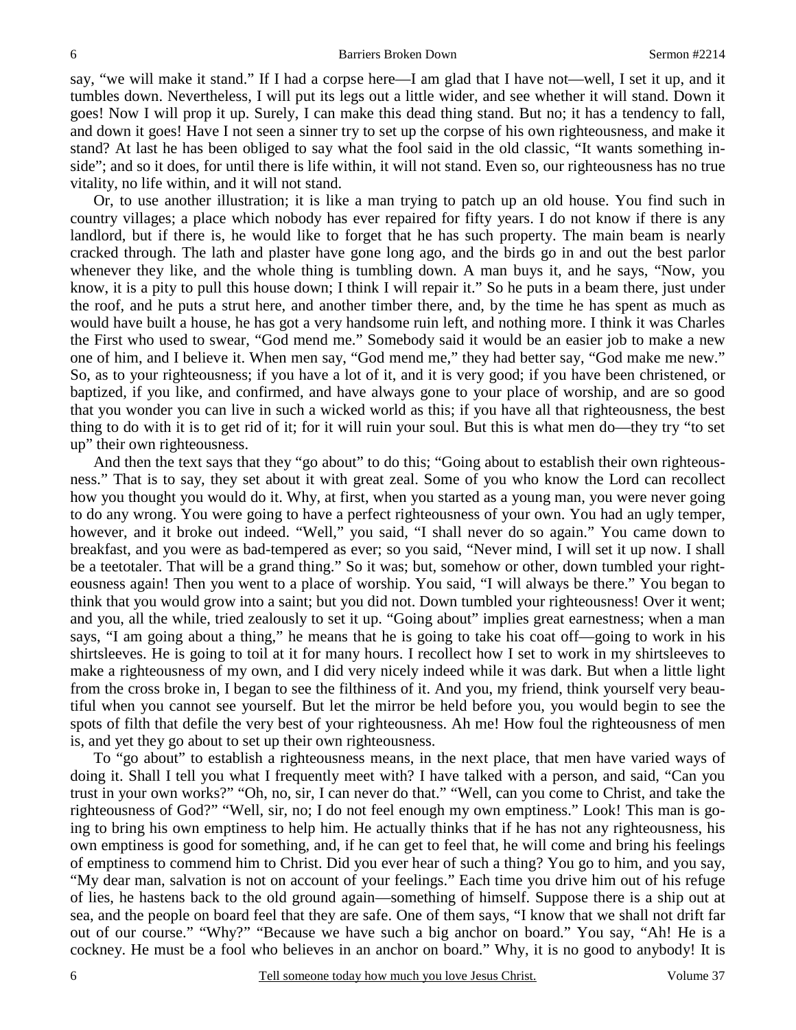say, "we will make it stand." If I had a corpse here—I am glad that I have not—well, I set it up, and it tumbles down. Nevertheless, I will put its legs out a little wider, and see whether it will stand. Down it goes! Now I will prop it up. Surely, I can make this dead thing stand. But no; it has a tendency to fall, and down it goes! Have I not seen a sinner try to set up the corpse of his own righteousness, and make it stand? At last he has been obliged to say what the fool said in the old classic, "It wants something inside"; and so it does, for until there is life within, it will not stand. Even so, our righteousness has no true vitality, no life within, and it will not stand.

Or, to use another illustration; it is like a man trying to patch up an old house. You find such in country villages; a place which nobody has ever repaired for fifty years. I do not know if there is any landlord, but if there is, he would like to forget that he has such property. The main beam is nearly cracked through. The lath and plaster have gone long ago, and the birds go in and out the best parlor whenever they like, and the whole thing is tumbling down. A man buys it, and he says, "Now, you know, it is a pity to pull this house down; I think I will repair it." So he puts in a beam there, just under the roof, and he puts a strut here, and another timber there, and, by the time he has spent as much as would have built a house, he has got a very handsome ruin left, and nothing more. I think it was Charles the First who used to swear, "God mend me." Somebody said it would be an easier job to make a new one of him, and I believe it. When men say, "God mend me," they had better say, "God make me new." So, as to your righteousness; if you have a lot of it, and it is very good; if you have been christened, or baptized, if you like, and confirmed, and have always gone to your place of worship, and are so good that you wonder you can live in such a wicked world as this; if you have all that righteousness, the best thing to do with it is to get rid of it; for it will ruin your soul. But this is what men do—they try "to set up" their own righteousness.

And then the text says that they "go about" to do this; "Going about to establish their own righteousness." That is to say, they set about it with great zeal. Some of you who know the Lord can recollect how you thought you would do it. Why, at first, when you started as a young man, you were never going to do any wrong. You were going to have a perfect righteousness of your own. You had an ugly temper, however, and it broke out indeed. "Well," you said, "I shall never do so again." You came down to breakfast, and you were as bad-tempered as ever; so you said, "Never mind, I will set it up now. I shall be a teetotaler. That will be a grand thing." So it was; but, somehow or other, down tumbled your righteousness again! Then you went to a place of worship. You said, "I will always be there." You began to think that you would grow into a saint; but you did not. Down tumbled your righteousness! Over it went; and you, all the while, tried zealously to set it up. "Going about" implies great earnestness; when a man says, "I am going about a thing," he means that he is going to take his coat off—going to work in his shirtsleeves. He is going to toil at it for many hours. I recollect how I set to work in my shirtsleeves to make a righteousness of my own, and I did very nicely indeed while it was dark. But when a little light from the cross broke in, I began to see the filthiness of it. And you, my friend, think yourself very beautiful when you cannot see yourself. But let the mirror be held before you, you would begin to see the spots of filth that defile the very best of your righteousness. Ah me! How foul the righteousness of men is, and yet they go about to set up their own righteousness.

To "go about" to establish a righteousness means, in the next place, that men have varied ways of doing it. Shall I tell you what I frequently meet with? I have talked with a person, and said, "Can you trust in your own works?" "Oh, no, sir, I can never do that." "Well, can you come to Christ, and take the righteousness of God?" "Well, sir, no; I do not feel enough my own emptiness." Look! This man is going to bring his own emptiness to help him. He actually thinks that if he has not any righteousness, his own emptiness is good for something, and, if he can get to feel that, he will come and bring his feelings of emptiness to commend him to Christ. Did you ever hear of such a thing? You go to him, and you say, "My dear man, salvation is not on account of your feelings." Each time you drive him out of his refuge of lies, he hastens back to the old ground again—something of himself. Suppose there is a ship out at sea, and the people on board feel that they are safe. One of them says, "I know that we shall not drift far out of our course." "Why?" "Because we have such a big anchor on board." You say, "Ah! He is a cockney. He must be a fool who believes in an anchor on board." Why, it is no good to anybody! It is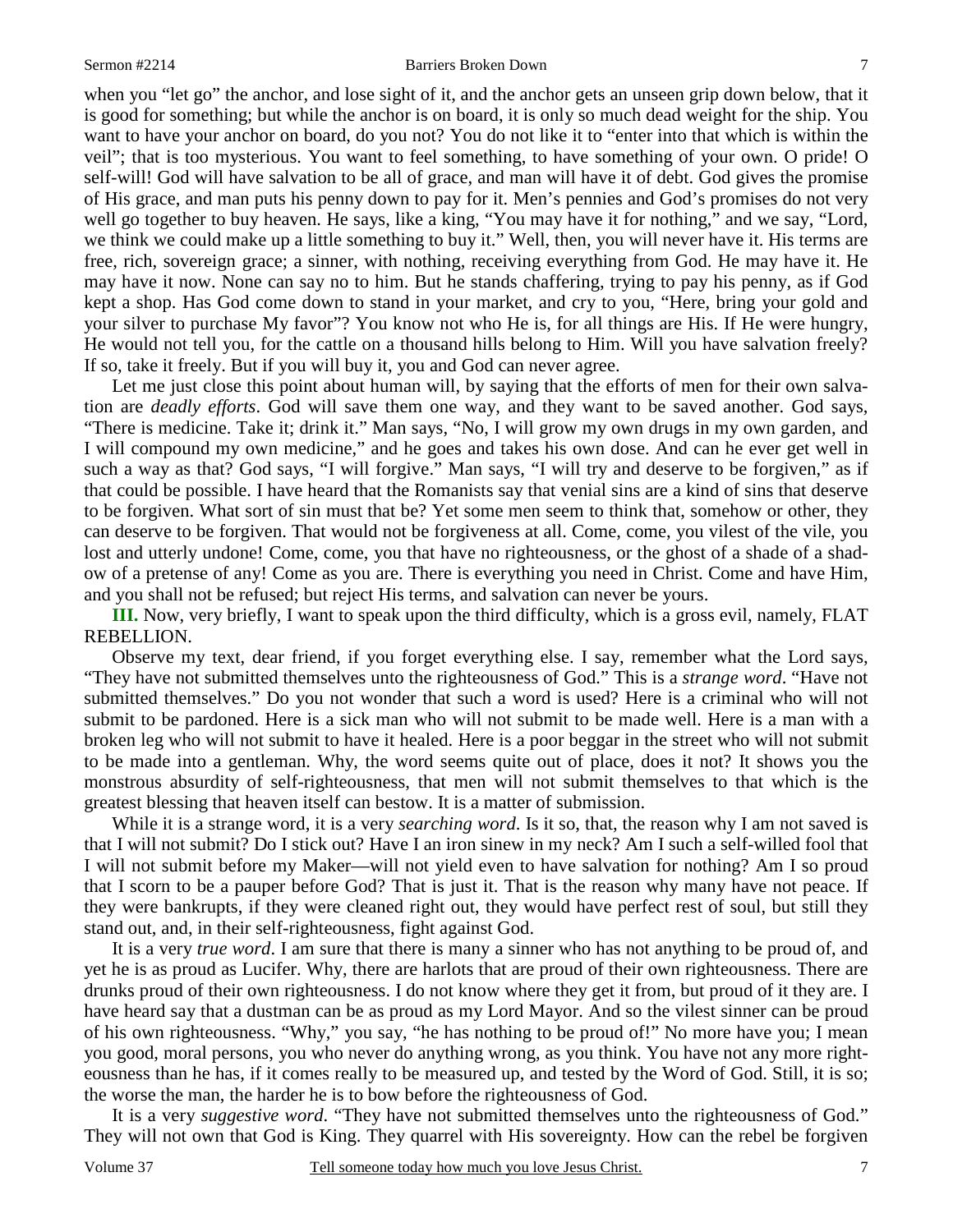when you "let go" the anchor, and lose sight of it, and the anchor gets an unseen grip down below, that it is good for something; but while the anchor is on board, it is only so much dead weight for the ship. You want to have your anchor on board, do you not? You do not like it to "enter into that which is within the veil"; that is too mysterious. You want to feel something, to have something of your own. O pride! O self-will! God will have salvation to be all of grace, and man will have it of debt. God gives the promise of His grace, and man puts his penny down to pay for it. Men's pennies and God's promises do not very well go together to buy heaven. He says, like a king, "You may have it for nothing," and we say, "Lord, we think we could make up a little something to buy it." Well, then, you will never have it. His terms are free, rich, sovereign grace; a sinner, with nothing, receiving everything from God. He may have it. He may have it now. None can say no to him. But he stands chaffering, trying to pay his penny, as if God kept a shop. Has God come down to stand in your market, and cry to you, "Here, bring your gold and your silver to purchase My favor"? You know not who He is, for all things are His. If He were hungry, He would not tell you, for the cattle on a thousand hills belong to Him. Will you have salvation freely? If so, take it freely. But if you will buy it, you and God can never agree.

Let me just close this point about human will, by saying that the efforts of men for their own salvation are *deadly efforts*. God will save them one way, and they want to be saved another. God says, "There is medicine. Take it; drink it." Man says, "No, I will grow my own drugs in my own garden, and I will compound my own medicine," and he goes and takes his own dose. And can he ever get well in such a way as that? God says, "I will forgive." Man says, "I will try and deserve to be forgiven," as if that could be possible. I have heard that the Romanists say that venial sins are a kind of sins that deserve to be forgiven. What sort of sin must that be? Yet some men seem to think that, somehow or other, they can deserve to be forgiven. That would not be forgiveness at all. Come, come, you vilest of the vile, you lost and utterly undone! Come, come, you that have no righteousness, or the ghost of a shade of a shadow of a pretense of any! Come as you are. There is everything you need in Christ. Come and have Him, and you shall not be refused; but reject His terms, and salvation can never be yours.

**III.** Now, very briefly, I want to speak upon the third difficulty, which is a gross evil, namely, FLAT REBELLION.

Observe my text, dear friend, if you forget everything else. I say, remember what the Lord says, "They have not submitted themselves unto the righteousness of God." This is a *strange word*. "Have not submitted themselves." Do you not wonder that such a word is used? Here is a criminal who will not submit to be pardoned. Here is a sick man who will not submit to be made well. Here is a man with a broken leg who will not submit to have it healed. Here is a poor beggar in the street who will not submit to be made into a gentleman. Why, the word seems quite out of place, does it not? It shows you the monstrous absurdity of self-righteousness, that men will not submit themselves to that which is the greatest blessing that heaven itself can bestow. It is a matter of submission.

While it is a strange word, it is a very *searching word*. Is it so, that, the reason why I am not saved is that I will not submit? Do I stick out? Have I an iron sinew in my neck? Am I such a self-willed fool that I will not submit before my Maker—will not yield even to have salvation for nothing? Am I so proud that I scorn to be a pauper before God? That is just it. That is the reason why many have not peace. If they were bankrupts, if they were cleaned right out, they would have perfect rest of soul, but still they stand out, and, in their self-righteousness, fight against God.

It is a very *true word*. I am sure that there is many a sinner who has not anything to be proud of, and yet he is as proud as Lucifer. Why, there are harlots that are proud of their own righteousness. There are drunks proud of their own righteousness. I do not know where they get it from, but proud of it they are. I have heard say that a dustman can be as proud as my Lord Mayor. And so the vilest sinner can be proud of his own righteousness. "Why," you say, "he has nothing to be proud of!" No more have you; I mean you good, moral persons, you who never do anything wrong, as you think. You have not any more righteousness than he has, if it comes really to be measured up, and tested by the Word of God. Still, it is so; the worse the man, the harder he is to bow before the righteousness of God.

It is a very *suggestive word*. "They have not submitted themselves unto the righteousness of God." They will not own that God is King. They quarrel with His sovereignty. How can the rebel be forgiven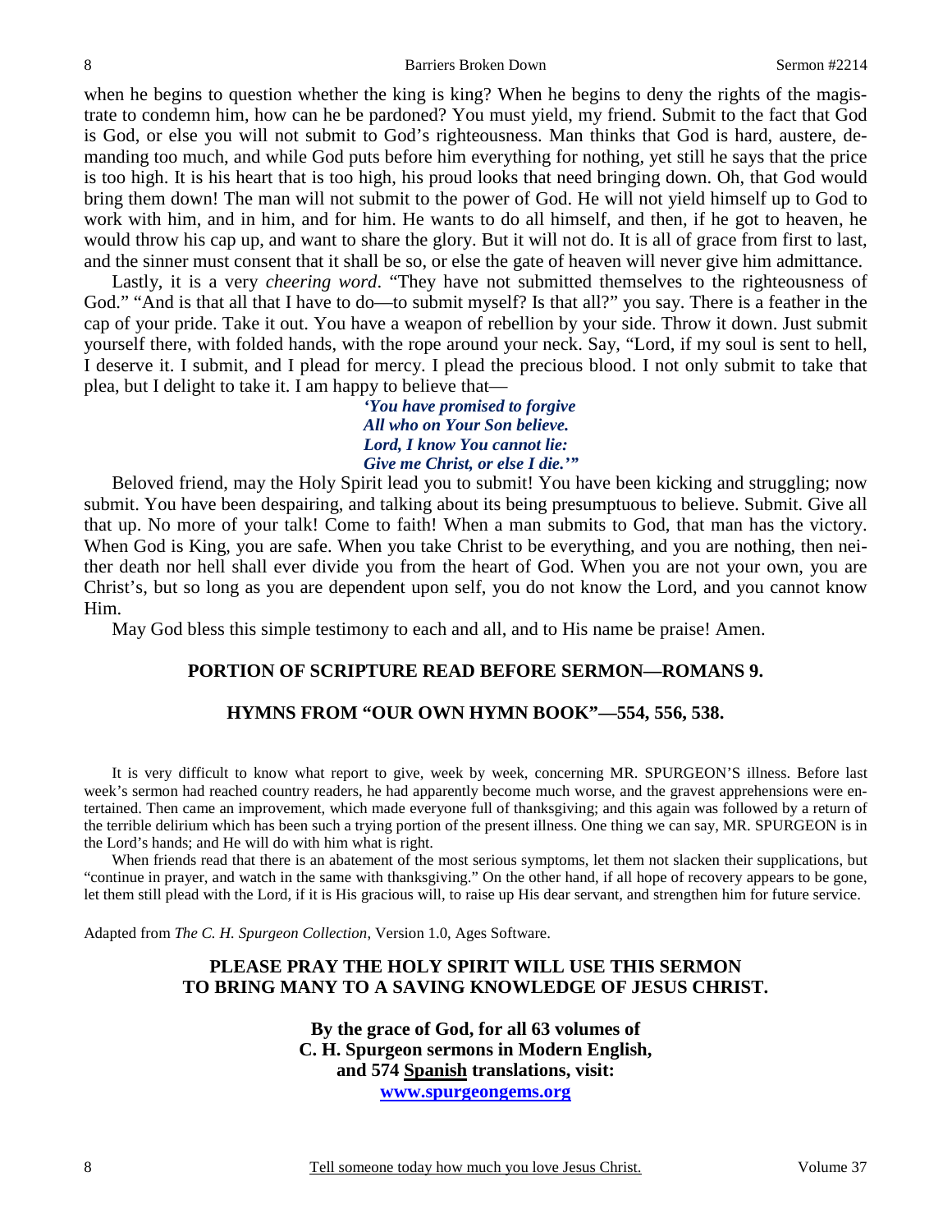when he begins to question whether the king is king? When he begins to deny the rights of the magistrate to condemn him, how can he be pardoned? You must yield, my friend. Submit to the fact that God is God, or else you will not submit to God's righteousness. Man thinks that God is hard, austere, demanding too much, and while God puts before him everything for nothing, yet still he says that the price is too high. It is his heart that is too high, his proud looks that need bringing down. Oh, that God would bring them down! The man will not submit to the power of God. He will not yield himself up to God to work with him, and in him, and for him. He wants to do all himself, and then, if he got to heaven, he would throw his cap up, and want to share the glory. But it will not do. It is all of grace from first to last, and the sinner must consent that it shall be so, or else the gate of heaven will never give him admittance.

Lastly, it is a very *cheering word*. "They have not submitted themselves to the righteousness of God." "And is that all that I have to do—to submit myself? Is that all?" you say. There is a feather in the cap of your pride. Take it out. You have a weapon of rebellion by your side. Throw it down. Just submit yourself there, with folded hands, with the rope around your neck. Say, "Lord, if my soul is sent to hell, I deserve it. I submit, and I plead for mercy. I plead the precious blood. I not only submit to take that plea, but I delight to take it. I am happy to believe that—

> ***'You have promised to forgive***
> ***All who on Your Son believe.***
> ***Lord, I know You cannot lie:***
> ***Give me Christ, or else I die.'"***

Beloved friend, may the Holy Spirit lead you to submit! You have been kicking and struggling; now submit. You have been despairing, and talking about its being presumptuous to believe. Submit. Give all that up. No more of your talk! Come to faith! When a man submits to God, that man has the victory. When God is King, you are safe. When you take Christ to be everything, and you are nothing, then neither death nor hell shall ever divide you from the heart of God. When you are not your own, you are Christ's, but so long as you are dependent upon self, you do not know the Lord, and you cannot know Him.

May God bless this simple testimony to each and all, and to His name be praise! Amen.

**PORTION OF SCRIPTURE READ BEFORE SERMON—ROMANS 9.**

**HYMNS FROM "OUR OWN HYMN BOOK"—554, 556, 538.**

It is very difficult to know what report to give, week by week, concerning MR. SPURGEON'S illness. Before last week's sermon had reached country readers, he had apparently become much worse, and the gravest apprehensions were entertained. Then came an improvement, which made everyone full of thanksgiving; and this again was followed by a return of the terrible delirium which has been such a trying portion of the present illness. One thing we can say, MR. SPURGEON is in the Lord's hands; and He will do with him what is right.

When friends read that there is an abatement of the most serious symptoms, let them not slacken their supplications, but "continue in prayer, and watch in the same with thanksgiving." On the other hand, if all hope of recovery appears to be gone, let them still plead with the Lord, if it is His gracious will, to raise up His dear servant, and strengthen him for future service.

Adapted from *The C. H. Spurgeon Collection*, Version 1.0, Ages Software.

**PLEASE PRAY THE HOLY SPIRIT WILL USE THIS SERMON TO BRING MANY TO A SAVING KNOWLEDGE OF JESUS CHRIST.**

**By the grace of God, for all 63 volumes of C. H. Spurgeon sermons in Modern English, and 574 Spanish translations, visit: www.spurgeongems.org**

Tell someone today how much you love Jesus Christ.